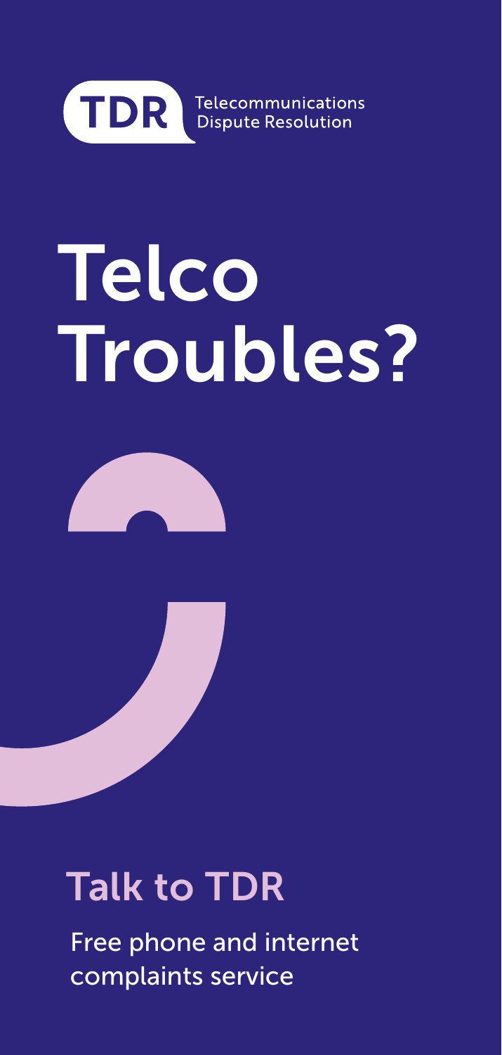TDR Telecommunications Dispute Resolution

# Telco Troubles?

## Talk to TDR

Free phone and internet complaints service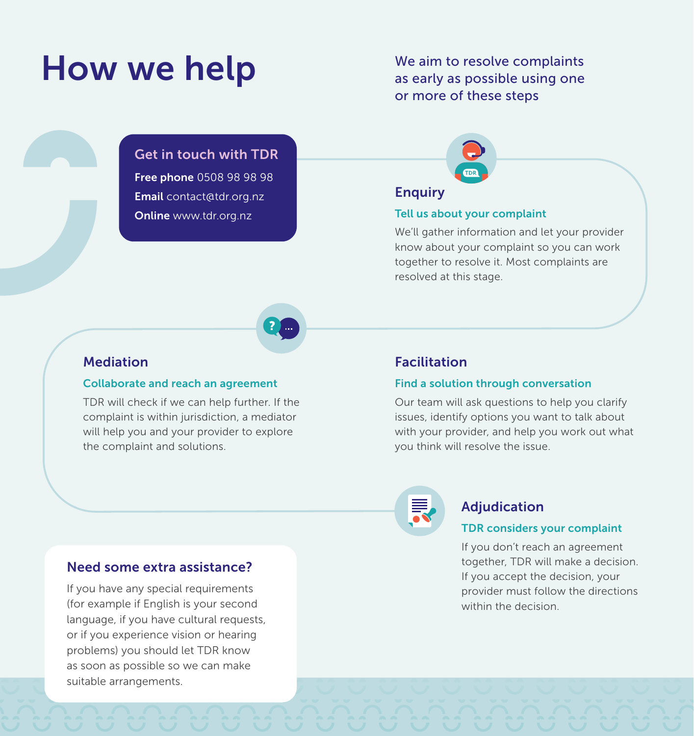# How we help

We aim to resolve complaints as early as possible using one or more of these steps

## Get in touch with TDR

**Free phone** 0508 98 98 98

**Email** contact@tdr.org.nz

**Online** www.tdr.org.nz

## Enquiry

### Tell us about your complaint

We'll gather information and let your provider know about your complaint so you can work together to resolve it. Most complaints are resolved at this stage.

## Facilitation

### Find a solution through conversation

Our team will ask questions to help you clarify issues, identify options you want to talk about with your provider, and help you work out what you think will resolve the issue.

## Mediation

### Collaborate and reach an agreement

TDR will check if we can help further. If the complaint is within jurisdiction, a mediator will help you and your provider to explore the complaint and solutions.

## Adjudication

### TDR considers your complaint

If you don't reach an agreement together, TDR will make a decision. If you accept the decision, your provider must follow the directions within the decision.

## Need some extra assistance?

If you have any special requirements (for example if English is your second language, if you have cultural requests, or if you experience vision or hearing problems) you should let TDR know as soon as possible so we can make suitable arrangements.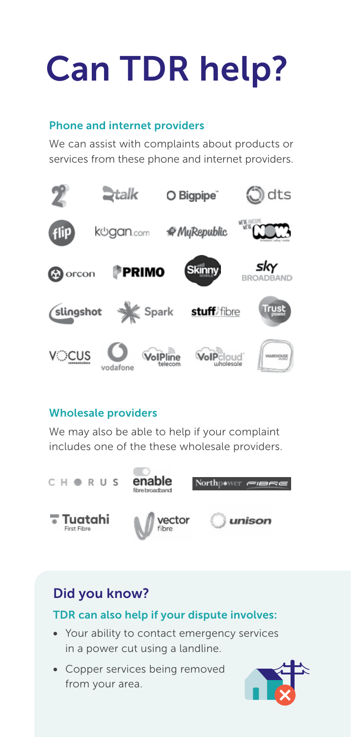# Can TDR help?

## Phone and internet providers

We can assist with complaints about products or services from these phone and internet providers.

2degrees, 2talk, Bigpipe, dts, flip, kogan.com, MyRepublic, NOW, orcon, PRIMO, Skinny, sky BROADBAND, slingshot, Spark, stuff fibre, Trust power, VOCUS communications, vodafone, VoIPline telecom, VoIPcloud wholesale, WAREHOUSE MOBILE

## Wholesale providers

We may also be able to help if your complaint includes one of the these wholesale providers.

CHORUS, enable fibre broadband, Northpower FIBRE, Tuatahi First Fibre, vector fibre, unison

## Did you know?

### TDR can also help if your dispute involves:

- Your ability to contact emergency services in a power cut using a landline.
- Copper services being removed from your area.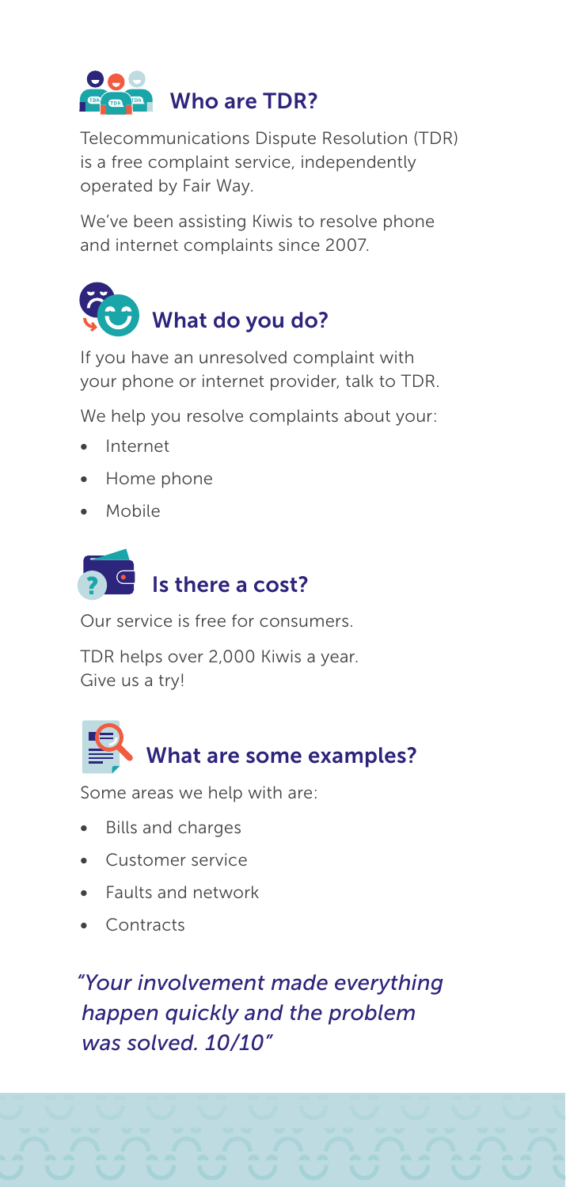## Who are TDR?

Telecommunications Dispute Resolution (TDR) is a free complaint service, independently operated by Fair Way.

We've been assisting Kiwis to resolve phone and internet complaints since 2007.

## What do you do?

If you have an unresolved complaint with your phone or internet provider, talk to TDR.

We help you resolve complaints about your:

- Internet
- Home phone
- Mobile

## Is there a cost?

Our service is free for consumers.

TDR helps over 2,000 Kiwis a year. Give us a try!

## What are some examples?

Some areas we help with are:

- Bills and charges
- Customer service
- Faults and network
- Contracts

*"Your involvement made everything happen quickly and the problem was solved. 10/10"*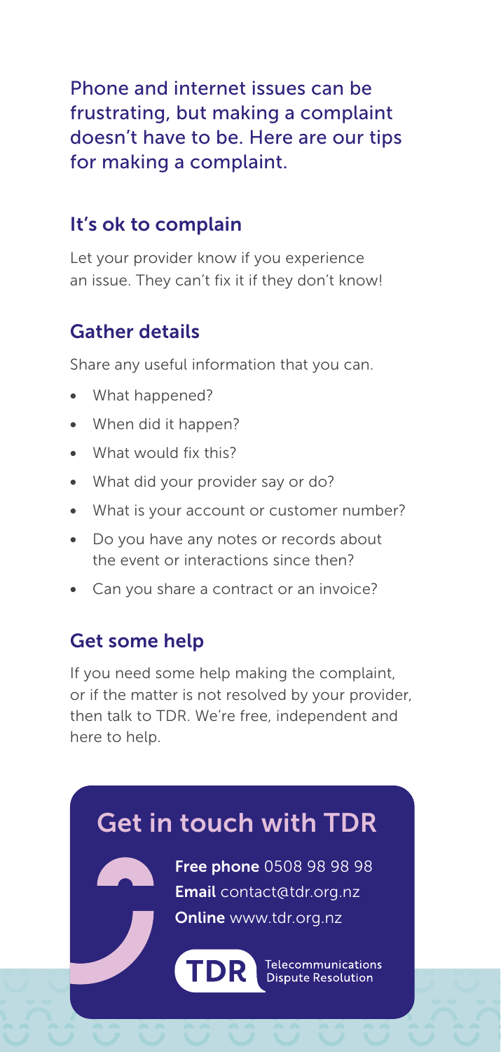Phone and internet issues can be frustrating, but making a complaint doesn't have to be. Here are our tips for making a complaint.

## It's ok to complain

Let your provider know if you experience an issue. They can't fix it if they don't know!

## Gather details

Share any useful information that you can.

- What happened?
- When did it happen?
- What would fix this?
- What did your provider say or do?
- What is your account or customer number?
- Do you have any notes or records about the event or interactions since then?
- Can you share a contract or an invoice?

## Get some help

If you need some help making the complaint, or if the matter is not resolved by your provider, then talk to TDR. We're free, independent and here to help.

## Get in touch with TDR

**Free phone** 0508 98 98 98
**Email** contact@tdr.org.nz
**Online** www.tdr.org.nz

TDR Telecommunications Dispute Resolution